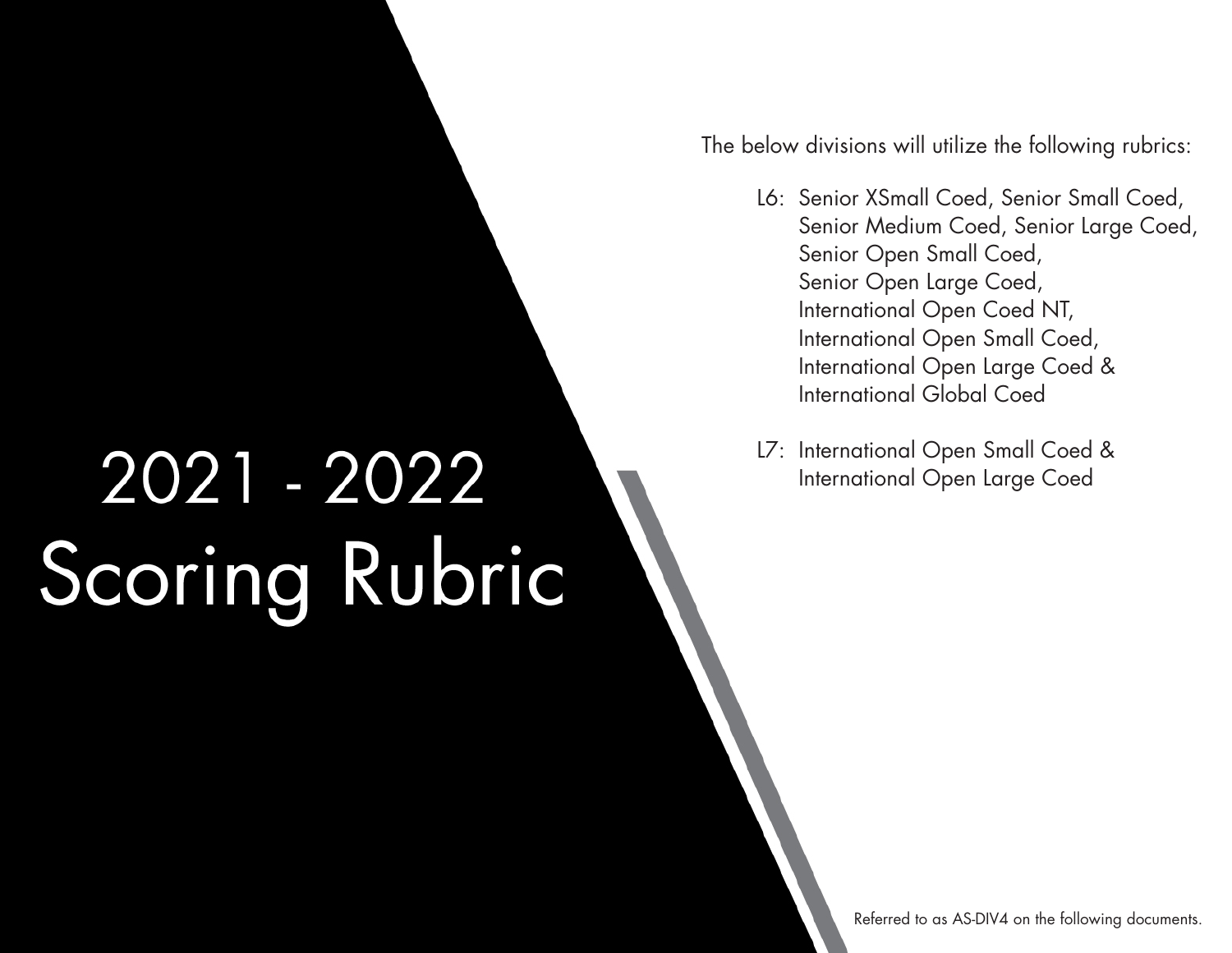# 2021 - 2022 Scoring Rubric

The below divisions will utilize the following rubrics:

- L6: Senior XSmall Coed, Senior Small Coed, Senior Medium Coed, Senior Large Coed, Senior Open Small Coed, Senior Open Large Coed, International Open Coed NT, International Open Small Coed, International Open Large Coed & International Global Coed
- L7: International Open Small Coed & International Open Large Coed

Referred to as AS-DIV4 on the following documents.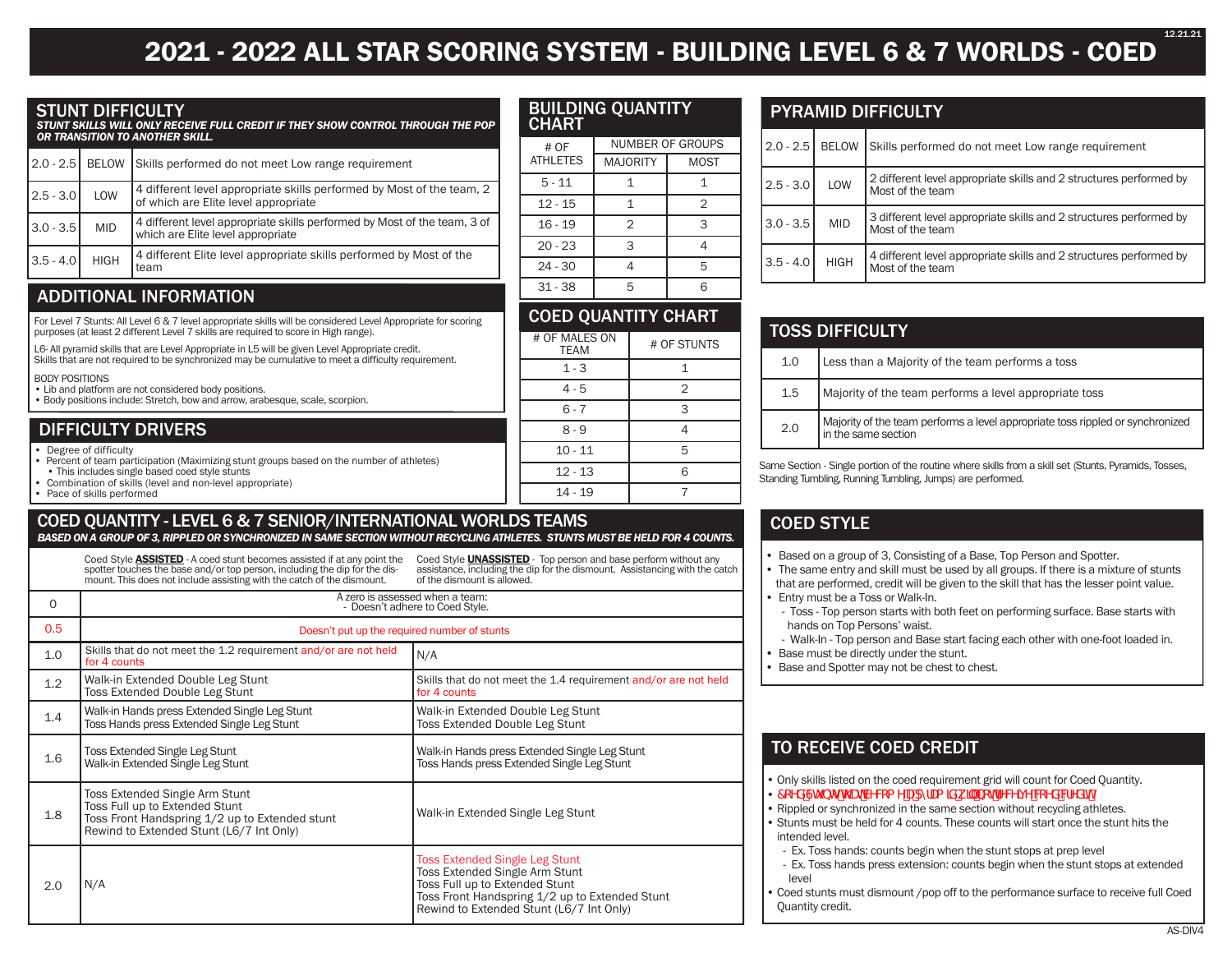# 2021 - 2022 ALL STAR SCORING SYSTEM - BUILDING LEVEL 6 & 7 WORLDS - COED

## STUNT DIFFICULTY

***STUNT SKILLS WILL ONLY RECEIVE FULL CREDIT IF THEY SHOW CONTROL THROUGH THE POP OR TRANSITION TO ANOTHER SKILL.***

| | | |
|---|---|---|
| 2.0 - 2.5 | BELOW | Skills performed do not meet Low range requirement |
| 2.5 - 3.0 | LOW | 4 different level appropriate skills performed by Most of the team, 2 of which are Elite level appropriate |
| 3.0 - 3.5 | MID | 4 different level appropriate skills performed by Most of the team, 3 of which are Elite level appropriate |
| 3.5 - 4.0 | HIGH | 4 different Elite level appropriate skills performed by Most of the team |

## ADDITIONAL INFORMATION

For Level 7 Stunts: All Level 6 & 7 level appropriate skills will be considered Level Appropriate for scoring purposes (at least 2 different Level 7 skills are required to score in High range).

L6- All pyramid skills that are Level Appropriate in L5 will be given Level Appropriate credit.
Skills that are not required to be synchronized may be cumulative to meet a difficulty requirement.

BODY POSITIONS
- Lib and platform are not considered body positions.
- Body positions include: Stretch, bow and arrow, arabesque, scale, scorpion.

## DIFFICULTY DRIVERS

- Degree of difficulty
- Percent of team participation (Maximizing stunt groups based on the number of athletes)
  - This includes single based coed style stunts
- Combination of skills (level and non-level appropriate)
- Pace of skills performed

## COED QUANTITY - LEVEL 6 & 7 SENIOR/INTERNATIONAL WORLDS TEAMS

***BASED ON A GROUP OF 3, RIPPLED OR SYNCHRONIZED IN SAME SECTION WITHOUT RECYCLING ATHLETES. STUNTS MUST BE HELD FOR 4 COUNTS.***

| | Coed Style **ASSISTED** - A coed stunt becomes assisted if at any point the spotter touches the base and/or top person, including the dip for the dismount. This does not include assisting with the catch of the dismount. | Coed Style **UNASSISTED** - Top person and base perform without any assistance, including the dip for the dismount. Assistancing with the catch of the dismount is allowed. |
|---|---|---|
| 0 | A zero is assessed when a team: - Doesn't adhere to Coed Style. | |
| 0.5 | Doesn't put up the required number of stunts | |
| 1.0 | Skills that do not meet the 1.2 requirement and/or are not held for 4 counts | N/A |
| 1.2 | Walk-in Extended Double Leg Stunt<br>Toss Extended Double Leg Stunt | Skills that do not meet the 1.4 requirement and/or are not held for 4 counts |
| 1.4 | Walk-in Hands press Extended Single Leg Stunt<br>Toss Hands press Extended Single Leg Stunt | Walk-in Extended Double Leg Stunt<br>Toss Extended Double Leg Stunt |
| 1.6 | Toss Extended Single Leg Stunt<br>Walk-in Extended Single Leg Stunt | Walk-in Hands press Extended Single Leg Stunt<br>Toss Hands press Extended Single Leg Stunt |
| 1.8 | Toss Extended Single Arm Stunt<br>Toss Full up to Extended Stunt<br>Toss Front Handspring 1/2 up to Extended stunt<br>Rewind to Extended Stunt (L6/7 Int Only) | Walk-in Extended Single Leg Stunt |
| 2.0 | N/A | Toss Extended Single Leg Stunt<br>Toss Extended Single Arm Stunt<br>Toss Full up to Extended Stunt<br>Toss Front Handspring 1/2 up to Extended Stunt<br>Rewind to Extended Stunt (L6/7 Int Only) |

## BUILDING QUANTITY CHART

| # OF ATHLETES | NUMBER OF GROUPS | |
|---|---|---|
| | MAJORITY | MOST |
| 5 - 11 | 1 | 1 |
| 12 - 15 | 1 | 2 |
| 16 - 19 | 2 | 3 |
| 20 - 23 | 3 | 4 |
| 24 - 30 | 4 | 5 |
| 31 - 38 | 5 | 6 |

## COED QUANTITY CHART

| # OF MALES ON TEAM | # OF STUNTS |
|---|---|
| 1 - 3 | 1 |
| 4 - 5 | 2 |
| 6 - 7 | 3 |
| 8 - 9 | 4 |
| 10 - 11 | 5 |
| 12 - 13 | 6 |
| 14 - 19 | 7 |

## PYRAMID DIFFICULTY

| | | |
|---|---|---|
| 2.0 - 2.5 | BELOW | Skills performed do not meet Low range requirement |
| 2.5 - 3.0 | LOW | 2 different level appropriate skills and 2 structures performed by Most of the team |
| 3.0 - 3.5 | MID | 3 different level appropriate skills and 2 structures performed by Most of the team |
| 3.5 - 4.0 | HIGH | 4 different level appropriate skills and 2 structures performed by Most of the team |

## TOSS DIFFICULTY

| | |
|---|---|
| 1.0 | Less than a Majority of the team performs a toss |
| 1.5 | Majority of the team performs a level appropriate toss |
| 2.0 | Majority of the team performs a level appropriate toss rippled or synchronized in the same section |

Same Section - Single portion of the routine where skills from a skill set (Stunts, Pyramids, Tosses, Standing Tumbling, Running Tumbling, Jumps) are performed.

## COED STYLE

- Based on a group of 3, Consisting of a Base, Top Person and Spotter.
- The same entry and skill must be used by all groups. If there is a mixture of stunts that are performed, credit will be given to the skill that has the lesser point value.
- Entry must be a Toss or Walk-In.
  - Toss - Top person starts with both feet on performing surface. Base starts with hands on Top Persons' waist.
  - Walk-In - Top person and Base start facing each other with one-foot loaded in.
- Base must be directly under the stunt.
- Base and Spotter may not be chest to chest.

## TO RECEIVE COED CREDIT

- Only skills listed on the coed requirement grid will count for Coed Quantity.
- &RHG6WXQWVKDYHEHFRPHDSULPDU\DPLGZLQRQWKHOHYHFRHGFUHGLWV
- Rippled or synchronized in the same section without recycling athletes.
- Stunts must be held for 4 counts. These counts will start once the stunt hits the intended level.
  - Ex. Toss hands: counts begin when the stunt stops at prep level
  - Ex. Toss hands press extension: counts begin when the stunt stops at extended level
- Coed stunts must dismount /pop off to the performance surface to receive full Coed Quantity credit.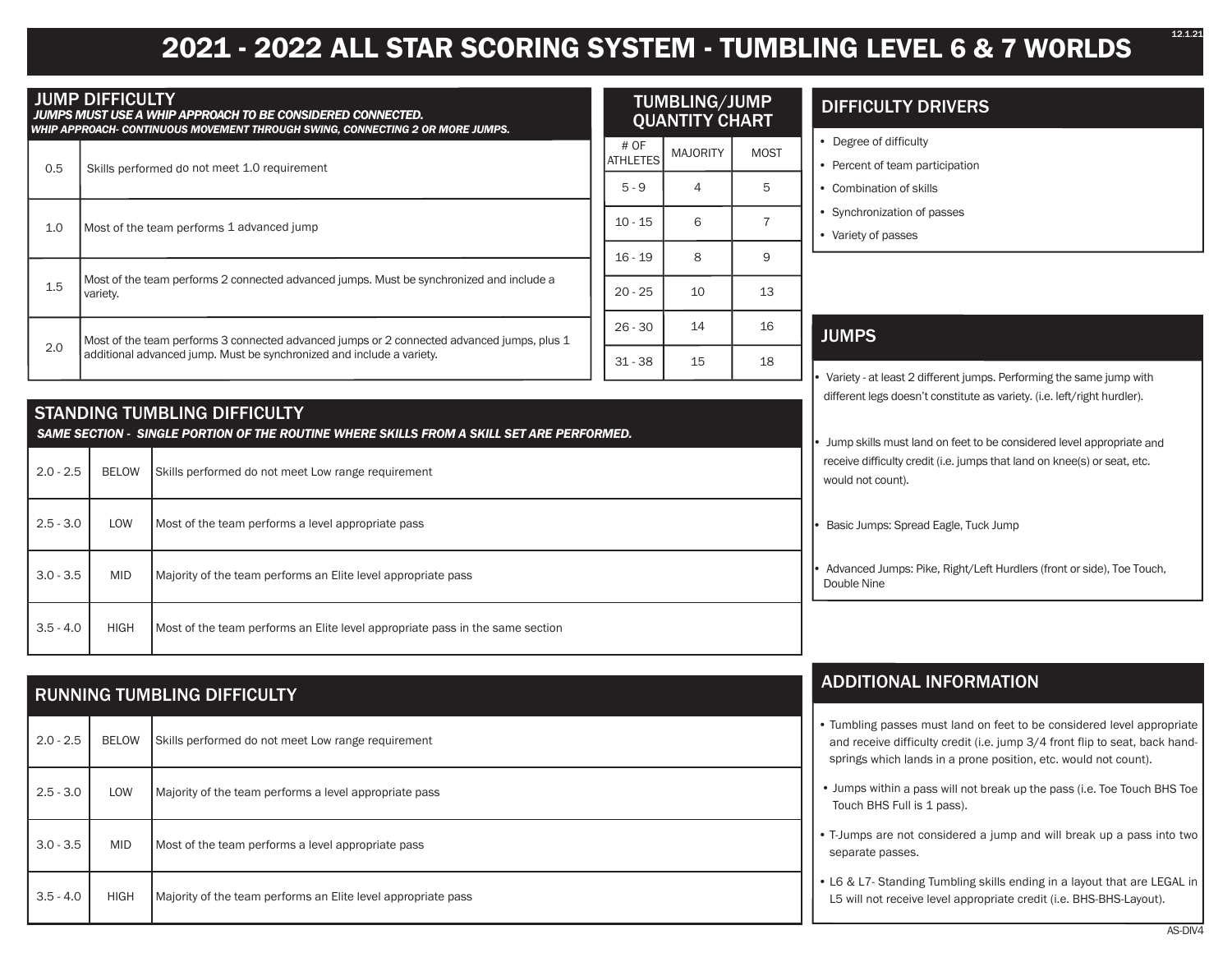# 2021 - 2022 ALL STAR SCORING SYSTEM - TUMBLING LEVEL 6 & 7 WORLDS

## JUMP DIFFICULTY

***JUMPS MUST USE A WHIP APPROACH TO BE CONSIDERED CONNECTED.***
***WHIP APPROACH- CONTINUOUS MOVEMENT THROUGH SWING, CONNECTING 2 OR MORE JUMPS.***

| | |
|---|---|
| 0.5 | Skills performed do not meet 1.0 requirement |
| 1.0 | Most of the team performs 1 advanced jump |
| 1.5 | Most of the team performs 2 connected advanced jumps. Must be synchronized and include a variety. |
| 2.0 | Most of the team performs 3 connected advanced jumps or 2 connected advanced jumps, plus 1 additional advanced jump. Must be synchronized and include a variety. |

## TUMBLING/JUMP QUANTITY CHART

| # OF ATHLETES | MAJORITY | MOST |
|---|---|---|
| 5 - 9 | 4 | 5 |
| 10 - 15 | 6 | 7 |
| 16 - 19 | 8 | 9 |
| 20 - 25 | 10 | 13 |
| 26 - 30 | 14 | 16 |
| 31 - 38 | 15 | 18 |

## DIFFICULTY DRIVERS

- Degree of difficulty
- Percent of team participation
- Combination of skills
- Synchronization of passes
- Variety of passes

## JUMPS

- Variety - at least 2 different jumps. Performing the same jump with different legs doesn't constitute as variety. (i.e. left/right hurdler).
- Jump skills must land on feet to be considered level appropriate and receive difficulty credit (i.e. jumps that land on knee(s) or seat, etc. would not count).
- Basic Jumps: Spread Eagle, Tuck Jump
- Advanced Jumps: Pike, Right/Left Hurdlers (front or side), Toe Touch, Double Nine

## STANDING TUMBLING DIFFICULTY

***SAME SECTION - SINGLE PORTION OF THE ROUTINE WHERE SKILLS FROM A SKILL SET ARE PERFORMED.***

| | | |
|---|---|---|
| 2.0 - 2.5 | BELOW | Skills performed do not meet Low range requirement |
| 2.5 - 3.0 | LOW | Most of the team performs a level appropriate pass |
| 3.0 - 3.5 | MID | Majority of the team performs an Elite level appropriate pass |
| 3.5 - 4.0 | HIGH | Most of the team performs an Elite level appropriate pass in the same section |

## RUNNING TUMBLING DIFFICULTY

| | | |
|---|---|---|
| 2.0 - 2.5 | BELOW | Skills performed do not meet Low range requirement |
| 2.5 - 3.0 | LOW | Majority of the team performs a level appropriate pass |
| 3.0 - 3.5 | MID | Most of the team performs a level appropriate pass |
| 3.5 - 4.0 | HIGH | Majority of the team performs an Elite level appropriate pass |

## ADDITIONAL INFORMATION

- Tumbling passes must land on feet to be considered level appropriate and receive difficulty credit (i.e. jump 3/4 front flip to seat, back handsprings which lands in a prone position, etc. would not count).
- Jumps within a pass will not break up the pass (i.e. Toe Touch BHS Toe Touch BHS Full is 1 pass).
- T-Jumps are not considered a jump and will break up a pass into two separate passes.
- L6 & L7- Standing Tumbling skills ending in a layout that are LEGAL in L5 will not receive level appropriate credit (i.e. BHS-BHS-Layout).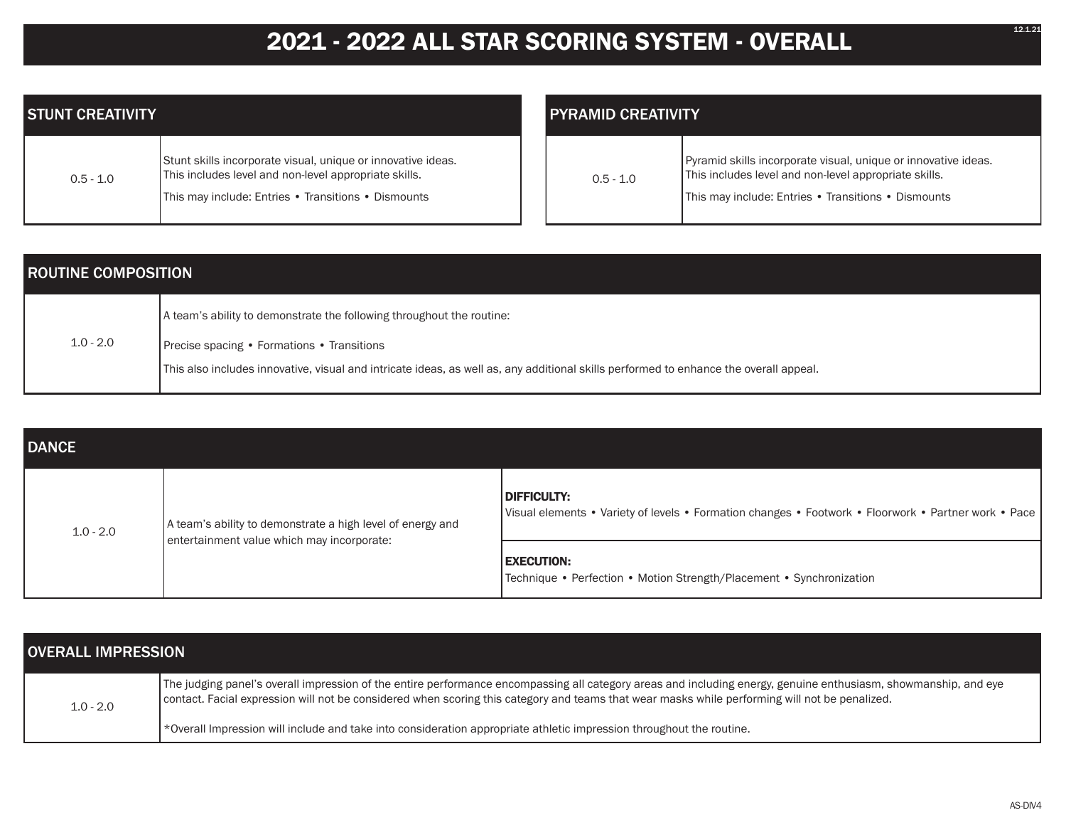# 2021 - 2022 ALL STAR SCORING SYSTEM - OVERALL

| STUNT CREATIVITY | |
|---|---|
| 0.5 - 1.0 | Stunt skills incorporate visual, unique or innovative ideas. This includes level and non-level appropriate skills. This may include: Entries • Transitions • Dismounts |

| PYRAMID CREATIVITY | |
|---|---|
| 0.5 - 1.0 | Pyramid skills incorporate visual, unique or innovative ideas. This includes level and non-level appropriate skills. This may include: Entries • Transitions • Dismounts |

| ROUTINE COMPOSITION | |
|---|---|
| 1.0 - 2.0 | A team's ability to demonstrate the following throughout the routine: Precise spacing • Formations • Transitions This also includes innovative, visual and intricate ideas, as well as, any additional skills performed to enhance the overall appeal. |

| DANCE | | |
|---|---|---|
| 1.0 - 2.0 | A team's ability to demonstrate a high level of energy and entertainment value which may incorporate: | **DIFFICULTY:** Visual elements • Variety of levels • Formation changes • Footwork • Floorwork • Partner work • Pace |
| | | **EXECUTION:** Technique • Perfection • Motion Strength/Placement • Synchronization |

| OVERALL IMPRESSION | |
|---|---|
| 1.0 - 2.0 | The judging panel's overall impression of the entire performance encompassing all category areas and including energy, genuine enthusiasm, showmanship, and eye contact. Facial expression will not be considered when scoring this category and teams that wear masks while performing will not be penalized. *Overall Impression will include and take into consideration appropriate athletic impression throughout the routine. |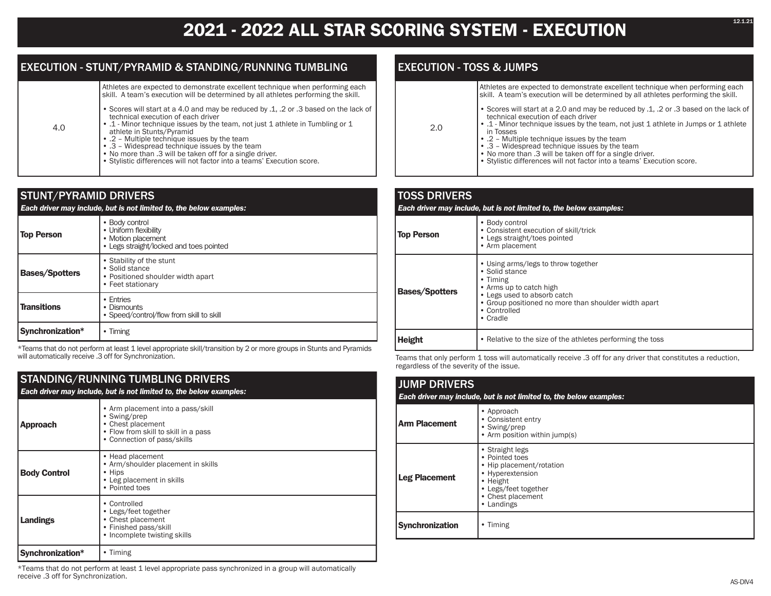# 2021 - 2022 ALL STAR SCORING SYSTEM - EXECUTION

## EXECUTION - STUNT/PYRAMID & STANDING/RUNNING TUMBLING

| | |
|---|---|
| 4.0 | Athletes are expected to demonstrate excellent technique when performing each skill. A team's execution will be determined by all athletes performing the skill.<br><br>• Scores will start at a 4.0 and may be reduced by .1, .2 or .3 based on the lack of technical execution of each driver<br>• .1 - Minor technique issues by the team, not just 1 athlete in Tumbling or 1 athlete in Stunts/Pyramid<br>• .2 – Multiple technique issues by the team<br>• .3 – Widespread technique issues by the team<br>• No more than .3 will be taken off for a single driver.<br>• Stylistic differences will not factor into a teams' Execution score. |

## STUNT/PYRAMID DRIVERS

***Each driver may include, but is not limited to, the below examples:***

| | |
|---|---|
| **Top Person** | • Body control<br>• Uniform flexibility<br>• Motion placement<br>• Legs straight/locked and toes pointed |
| **Bases/Spotters** | • Stability of the stunt<br>• Solid stance<br>• Positioned shoulder width apart<br>• Feet stationary |
| **Transitions** | • Entries<br>• Dismounts<br>• Speed/control/flow from skill to skill |
| **Synchronization*** | • Timing |

*Teams that do not perform at least 1 level appropriate skill/transition by 2 or more groups in Stunts and Pyramids will automatically receive .3 off for Synchronization.

## STANDING/RUNNING TUMBLING DRIVERS

***Each driver may include, but is not limited to, the below examples:***

| | |
|---|---|
| **Approach** | • Arm placement into a pass/skill<br>• Swing/prep<br>• Chest placement<br>• Flow from skill to skill in a pass<br>• Connection of pass/skills |
| **Body Control** | • Head placement<br>• Arm/shoulder placement in skills<br>• Hips<br>• Leg placement in skills<br>• Pointed toes |
| **Landings** | • Controlled<br>• Legs/feet together<br>• Chest placement<br>• Finished pass/skill<br>• Incomplete twisting skills |
| **Synchronization*** | • Timing |

*Teams that do not perform at least 1 level appropriate pass synchronized in a group will automatically receive .3 off for Synchronization.

## EXECUTION - TOSS & JUMPS

| | |
|---|---|
| 2.0 | Athletes are expected to demonstrate excellent technique when performing each skill. A team's execution will be determined by all athletes performing the skill.<br><br>• Scores will start at a 2.0 and may be reduced by .1, .2 or .3 based on the lack of technical execution of each driver<br>• .1 - Minor technique issues by the team, not just 1 athlete in Jumps or 1 athlete in Tosses<br>• .2 – Multiple technique issues by the team<br>• .3 – Widespread technique issues by the team<br>• No more than .3 will be taken off for a single driver.<br>• Stylistic differences will not factor into a teams' Execution score. |

## TOSS DRIVERS

***Each driver may include, but is not limited to, the below examples:***

| | |
|---|---|
| **Top Person** | • Body control<br>• Consistent execution of skill/trick<br>• Legs straight/toes pointed<br>• Arm placement |
| **Bases/Spotters** | • Using arms/legs to throw together<br>• Solid stance<br>• Timing<br>• Arms up to catch high<br>• Legs used to absorb catch<br>• Group positioned no more than shoulder width apart<br>• Controlled<br>• Cradle |
| **Height** | • Relative to the size of the athletes performing the toss |

Teams that only perform 1 toss will automatically receive .3 off for any driver that constitutes a reduction, regardless of the severity of the issue.

## JUMP DRIVERS

***Each driver may include, but is not limited to, the below examples:***

| | |
|---|---|
| **Arm Placement** | • Approach<br>• Consistent entry<br>• Swing/prep<br>• Arm position within jump(s) |
| **Leg Placement** | • Straight legs<br>• Pointed toes<br>• Hip placement/rotation<br>• Hyperextension<br>• Height<br>• Legs/feet together<br>• Chest placement<br>• Landings |
| **Synchronization** | • Timing |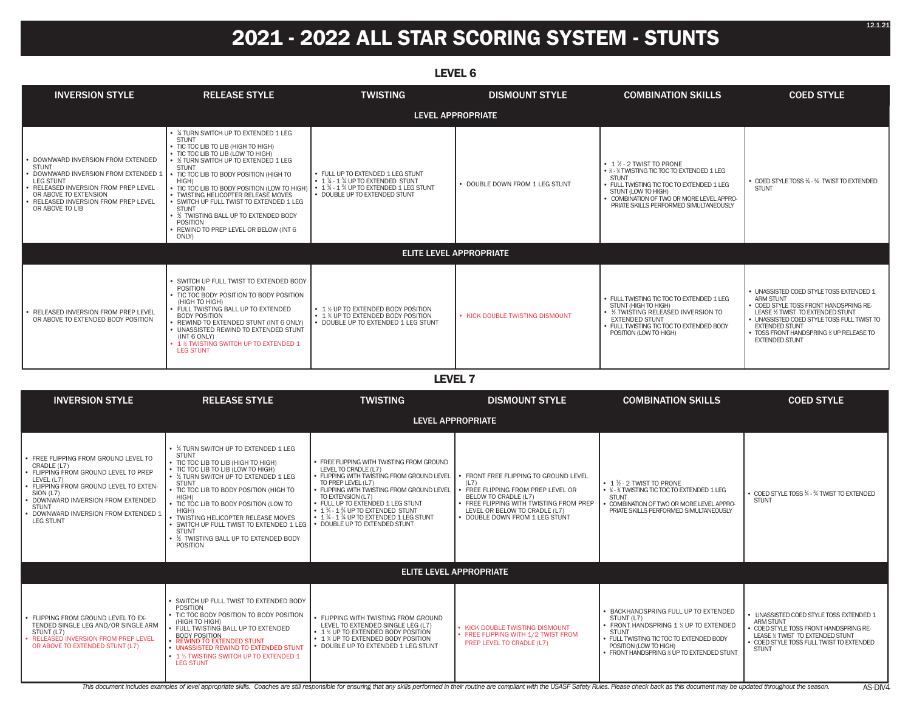# 2021 - 2022 ALL STAR SCORING SYSTEM - STUNTS

## LEVEL 6

| INVERSION STYLE | RELEASE STYLE | TWISTING | DISMOUNT STYLE | COMBINATION SKILLS | COED STYLE |
|---|---|---|---|---|---|
| **LEVEL APPROPRIATE** | | | | | |
| • DOWNWARD INVERSION FROM EXTENDED STUNT<br>• DOWNWARD INVERSION FROM EXTENDED 1 LEG STUNT<br>• RELEASED INVERSION FROM PREP LEVEL OR ABOVE TO EXTENSION<br>• RELEASED INVERSION FROM PREP LEVEL OR ABOVE TO LIB | • ¼ TURN SWITCH UP TO EXTENDED 1 LEG STUNT<br>• TIC TOC LIB TO LIB (HIGH TO HIGH)<br>• TIC TOC LIB TO LIB (LOW TO HIGH)<br>• ½ TURN SWITCH UP TO EXTENDED 1 LEG STUNT<br>• TIC TOC LIB TO BODY POSITION (HIGH TO HIGH)<br>• TIC TOC LIB TO BODY POSITION (LOW TO HIGH)<br>• TWISTING HELICOPTER RELEASE MOVES<br>• SWITCH UP FULL TWIST TO EXTENDED 1 LEG STUNT<br>• ½ TWISTING BALL UP TO EXTENDED BODY POSITION<br>• REWIND TO PREP LEVEL OR BELOW (INT 6 ONLY) | • FULL UP TO EXTENDED 1 LEG STUNT<br>• 1 ¼ - 1 ¾ UP TO EXTENDED STUNT<br>• 1 ¼ - 1 ¾ UP TO EXTENDED 1 LEG STUNT<br>• DOUBLE UP TO EXTENDED STUNT | • DOUBLE DOWN FROM 1 LEG STUNT | • 1 ½ - 2 TWIST TO PRONE<br>• ¼ - ¾ TWISTING TIC TOC TO EXTENDED 1 LEG STUNT<br>• FULL TWISTING TIC TOC TO EXTENDED 1 LEG STUNT (LOW TO HIGH)<br>• COMBINATION OF TWO OR MORE LEVEL APPROPRIATE SKILLS PERFORMED SIMULTANEOUSLY | • COED STYLE TOSS ¼ - ¾ TWIST TO EXTENDED STUNT |
| **ELITE LEVEL APPROPRIATE** | | | | | |
| • RELEASED INVERSION FROM PREP LEVEL OR ABOVE TO EXTENDED BODY POSITION | • SWITCH UP FULL TWIST TO EXTENDED BODY POSITION<br>• TIC TOC BODY POSITION TO BODY POSITION (HIGH TO HIGH)<br>• FULL TWISTING BALL UP TO EXTENDED BODY POSITION<br>• REWIND TO EXTENDED STUNT (INT 6 ONLY)<br>• UNASSISTED REWIND TO EXTENDED STUNT (INT 6 ONLY)<br>• 1 ½ TWISTING SWITCH UP TO EXTENDED 1 LEG STUNT | • 1 ½ UP TO EXTENDED BODY POSITION<br>• 1 ¾ UP TO EXTENDED BODY POSITION<br>• DOUBLE UP TO EXTENDED 1 LEG STUNT | • KICK DOUBLE TWISTING DISMOUNT | • FULL TWISTING TIC TOC TO EXTENDED 1 LEG STUNT (HIGH TO HIGH)<br>• ½ TWISTING RELEASED INVERSION TO EXTENDED STUNT<br>• FULL TWISTING TIC TOC TO EXTENDED BODY POSITION (LOW TO HIGH) | • UNASSISTED COED STYLE TOSS EXTENDED 1 ARM STUNT<br>• COED STYLE TOSS FRONT HANDSPRING RELEASE ½ TWIST TO EXTENDED STUNT<br>• UNASSISTED COED STYLE TOSS FULL TWIST TO EXTENDED STUNT<br>• TOSS FRONT HANDSPRING ½ UP RELEASE TO EXTENDED STUNT |

## LEVEL 7

| INVERSION STYLE | RELEASE STYLE | TWISTING | DISMOUNT STYLE | COMBINATION SKILLS | COED STYLE |
|---|---|---|---|---|---|
| **LEVEL APPROPRIATE** | | | | | |
| • FREE FLIPPING FROM GROUND LEVEL TO CRADLE (L7)<br>• FLIPPING FROM GROUND LEVEL TO PREP LEVEL (L7)<br>• FLIPPING FROM GROUND LEVEL TO EXTENSION (L7)<br>• DOWNWARD INVERSION FROM EXTENDED STUNT<br>• DOWNWARD INVERSION FROM EXTENDED 1 LEG STUNT | • ¼ TURN SWITCH UP TO EXTENDED 1 LEG STUNT<br>• TIC TOC LIB TO LIB (HIGH TO HIGH)<br>• TIC TOC LIB TO LIB (LOW TO HIGH)<br>• ½ TURN SWITCH UP TO EXTENDED 1 LEG STUNT<br>• TIC TOC LIB TO BODY POSITION (HIGH TO HIGH)<br>• TIC TOC LIB TO BODY POSITION (LOW TO HIGH)<br>• TWISTING HELICOPTER RELEASE MOVES<br>• SWITCH UP FULL TWIST TO EXTENDED 1 LEG STUNT<br>• ½ TWISTING BALL UP TO EXTENDED BODY POSITION | • FREE FLIPPING WITH TWISTING FROM GROUND LEVEL TO CRADLE (L7)<br>• FLIPPING WITH TWISTING FROM GROUND LEVEL TO PREP LEVEL (L7)<br>• FLIPPING WITH TWISTING FROM GROUND LEVEL TO EXTENSION (L7)<br>• FULL UP TO EXTENDED 1 LEG STUNT<br>• 1 ¼ - 1 ¾ UP TO EXTENDED STUNT<br>• 1 ¼ - 1 ¾ UP TO EXTENDED 1 LEG STUNT<br>• DOUBLE UP TO EXTENDED STUNT | • FRONT FREE FLIPPING TO GROUND LEVEL (L7)<br>• FREE FLIPPING FROM PREP LEVEL OR BELOW TO CRADLE (L7)<br>• FREE FLIPPING WITH TWISTING FROM PREP LEVEL OR BELOW TO CRADLE (L7)<br>• DOUBLE DOWN FROM 1 LEG STUNT | • 1 ½ - 2 TWIST TO PRONE<br>• ¼ - ¾ TWISTING TIC TOC TO EXTENDED 1 LEG STUNT<br>• COMBINATION OF TWO OR MORE LEVEL APPROPRIATE SKILLS PERFORMED SIMULTANEOUSLY | • COED STYLE TOSS ¼ - ¾ TWIST TO EXTENDED STUNT |
| **ELITE LEVEL APPROPRIATE** | | | | | |
| • FLIPPING FROM GROUND LEVEL TO EXTENDED SINGLE LEG AND/OR SINGLE ARM STUNT (L7)<br>• RELEASED INVERSION FROM PREP LEVEL OR ABOVE TO EXTENDED STUNT (L7) | • SWITCH UP FULL TWIST TO EXTENDED BODY POSITION<br>• TIC TOC BODY POSITION TO BODY POSITION (HIGH TO HIGH)<br>• FULL TWISTING BALL UP TO EXTENDED BODY POSITION<br>• REWIND TO EXTENDED STUNT<br>• UNASSISTED REWIND TO EXTENDED STUNT<br>• 1 ½ TWISTING SWITCH UP TO EXTENDED 1 LEG STUNT | • FLIPPING WITH TWISTING FROM GROUND LEVEL TO EXTENDED SINGLE LEG (L7)<br>• 1 ½ UP TO EXTENDED BODY POSITION<br>• 1 ¾ UP TO EXTENDED BODY POSITION<br>• DOUBLE UP TO EXTENDED 1 LEG STUNT | • KICK DOUBLE TWISTING DISMOUNT<br>• FREE FLIPPING WITH 1/2 TWIST FROM PREP LEVEL TO CRADLE (L7) | • BACKHANDSPRING FULL UP TO EXTENDED STUNT (L7)<br>• FRONT HANDSPRING 1 ½ UP TO EXTENDED STUNT<br>• FULL TWISTING TIC TOC TO EXTENDED BODY POSITION (LOW TO HIGH)<br>• FRONT HANDSPRING ½ UP TO EXTENDED STUNT | • UNASSISTED COED STYLE TOSS EXTENDED 1 ARM STUNT<br>• COED STYLE TOSS FRONT HANDSPRING RELEASE ½ TWIST TO EXTENDED STUNT<br>• COED STYLE TOSS FULL TWIST TO EXTENDED STUNT |

*This document includes examples of level appropriate skills. Coaches are still responsible for ensuring that any skills performed in their routine are compliant with the USASF Safety Rules. Please check back as this document may be updated throughout the season.*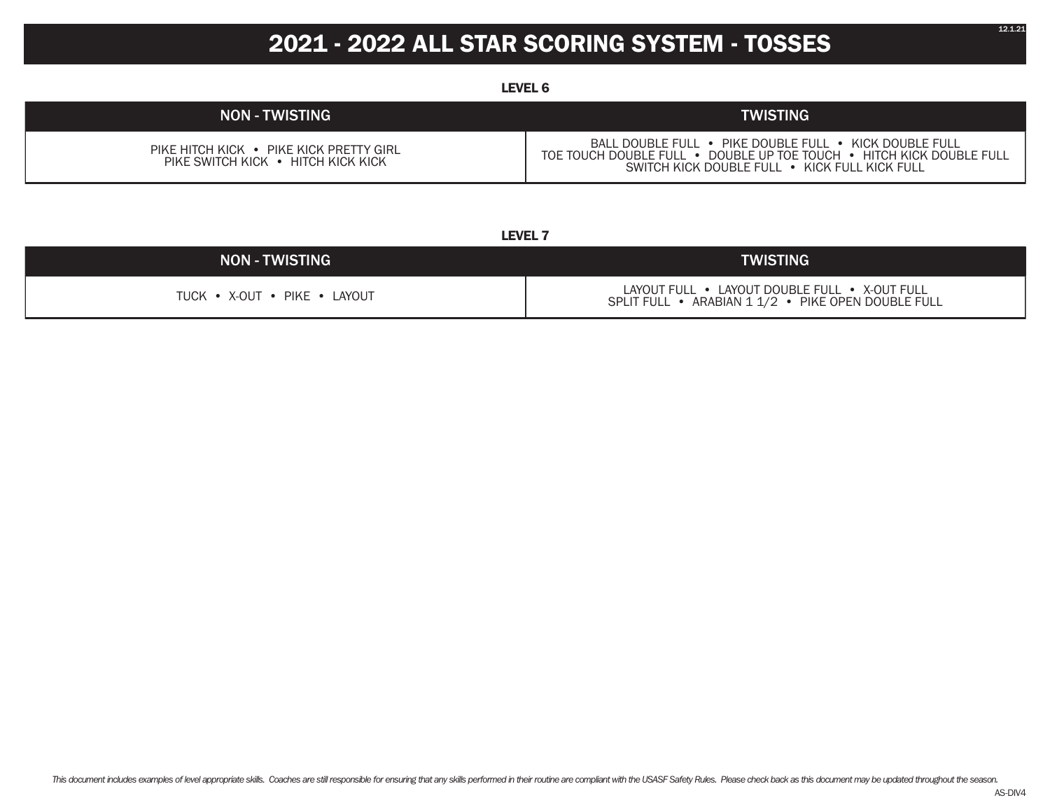# 2021 - 2022 ALL STAR SCORING SYSTEM - TOSSES

## LEVEL 6

| NON - TWISTING | TWISTING |
|---|---|
| PIKE HITCH KICK • PIKE KICK PRETTY GIRL<br>PIKE SWITCH KICK • HITCH KICK KICK | BALL DOUBLE FULL • PIKE DOUBLE FULL • KICK DOUBLE FULL<br>TOE TOUCH DOUBLE FULL • DOUBLE UP TOE TOUCH • HITCH KICK DOUBLE FULL<br>SWITCH KICK DOUBLE FULL • KICK FULL KICK FULL |

## LEVEL 7

| NON - TWISTING | TWISTING |
|---|---|
| TUCK • X-OUT • PIKE • LAYOUT | LAYOUT FULL • LAYOUT DOUBLE FULL • X-OUT FULL<br>SPLIT FULL • ARABIAN 1 1/2 • PIKE OPEN DOUBLE FULL |

*This document includes examples of level appropriate skills. Coaches are still responsible for ensuring that any skills performed in their routine are compliant with the USASF Safety Rules. Please check back as this document may be updated throughout the season.*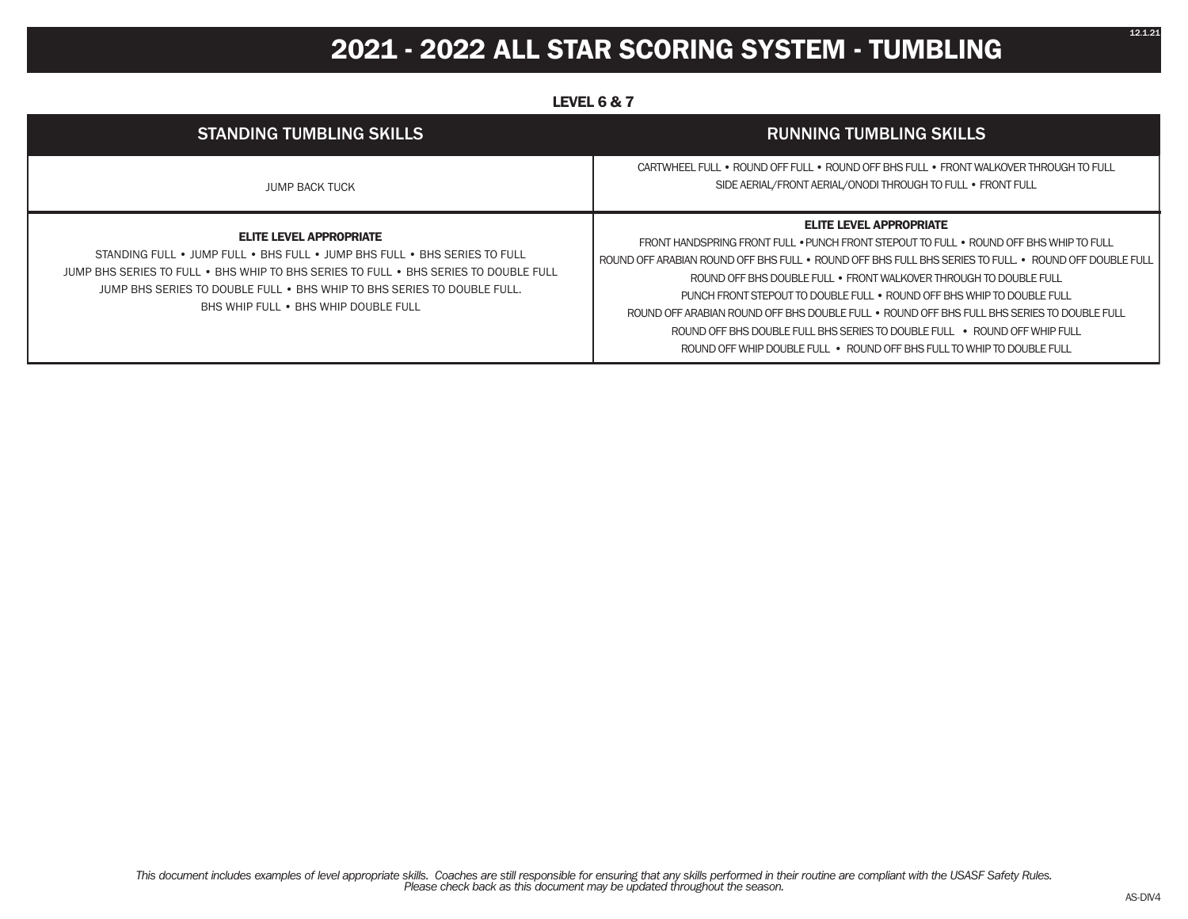# 2021 - 2022 ALL STAR SCORING SYSTEM - TUMBLING

### LEVEL 6 & 7

| STANDING TUMBLING SKILLS | RUNNING TUMBLING SKILLS |
|---|---|
| JUMP BACK TUCK | CARTWHEEL FULL • ROUND OFF FULL • ROUND OFF BHS FULL • FRONT WALKOVER THROUGH TO FULL<br>SIDE AERIAL/FRONT AERIAL/ONODI THROUGH TO FULL • FRONT FULL |
| **ELITE LEVEL APPROPRIATE**<br>STANDING FULL • JUMP FULL • BHS FULL • JUMP BHS FULL • BHS SERIES TO FULL<br>JUMP BHS SERIES TO FULL • BHS WHIP TO BHS SERIES TO FULL • BHS SERIES TO DOUBLE FULL<br>JUMP BHS SERIES TO DOUBLE FULL • BHS WHIP TO BHS SERIES TO DOUBLE FULL.<br>BHS WHIP FULL • BHS WHIP DOUBLE FULL | **ELITE LEVEL APPROPRIATE**<br>FRONT HANDSPRING FRONT FULL • PUNCH FRONT STEPOUT TO FULL • ROUND OFF BHS WHIP TO FULL<br>ROUND OFF ARABIAN ROUND OFF BHS FULL • ROUND OFF BHS FULL BHS SERIES TO FULL. • ROUND OFF DOUBLE FULL<br>ROUND OFF BHS DOUBLE FULL • FRONT WALKOVER THROUGH TO DOUBLE FULL<br>PUNCH FRONT STEPOUT TO DOUBLE FULL • ROUND OFF BHS WHIP TO DOUBLE FULL<br>ROUND OFF ARABIAN ROUND OFF BHS DOUBLE FULL • ROUND OFF BHS FULL BHS SERIES TO DOUBLE FULL<br>ROUND OFF BHS DOUBLE FULL BHS SERIES TO DOUBLE FULL • ROUND OFF WHIP FULL<br>ROUND OFF WHIP DOUBLE FULL • ROUND OFF BHS FULL TO WHIP TO DOUBLE FULL |

*This document includes examples of level appropriate skills. Coaches are still responsible for ensuring that any skills performed in their routine are compliant with the USASF Safety Rules. Please check back as this document may be updated throughout the season.*